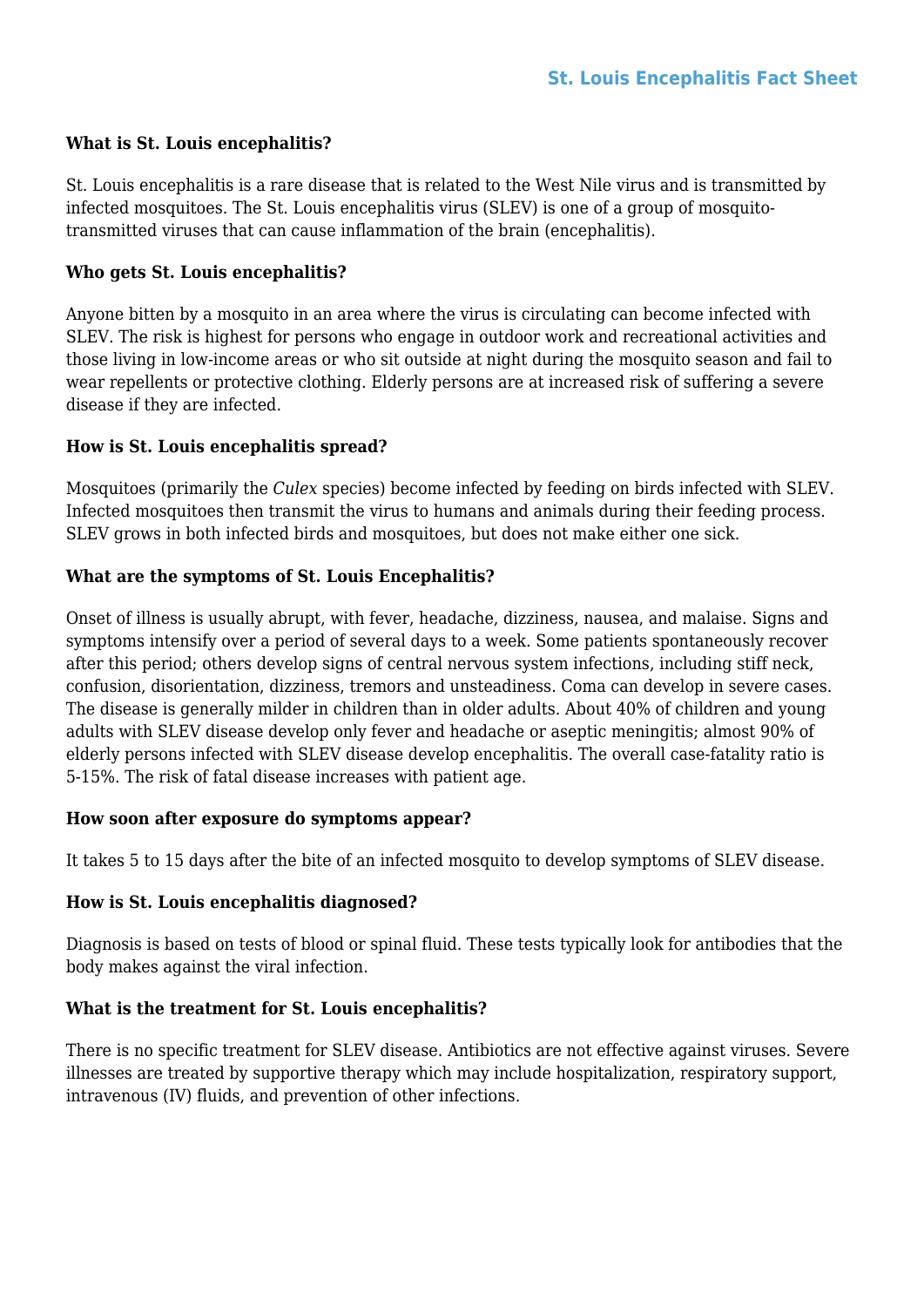# St. Louis Encephalitis Fact Sheet

### What is St. Louis encephalitis?

St. Louis encephalitis is a rare disease that is related to the West Nile virus and is transmitted by infected mosquitoes. The St. Louis encephalitis virus (SLEV) is one of a group of mosquito-transmitted viruses that can cause inflammation of the brain (encephalitis).

### Who gets St. Louis encephalitis?

Anyone bitten by a mosquito in an area where the virus is circulating can become infected with SLEV. The risk is highest for persons who engage in outdoor work and recreational activities and those living in low-income areas or who sit outside at night during the mosquito season and fail to wear repellents or protective clothing. Elderly persons are at increased risk of suffering a severe disease if they are infected.

### How is St. Louis encephalitis spread?

Mosquitoes (primarily the *Culex* species) become infected by feeding on birds infected with SLEV. Infected mosquitoes then transmit the virus to humans and animals during their feeding process. SLEV grows in both infected birds and mosquitoes, but does not make either one sick.

### What are the symptoms of St. Louis Encephalitis?

Onset of illness is usually abrupt, with fever, headache, dizziness, nausea, and malaise. Signs and symptoms intensify over a period of several days to a week. Some patients spontaneously recover after this period; others develop signs of central nervous system infections, including stiff neck, confusion, disorientation, dizziness, tremors and unsteadiness. Coma can develop in severe cases. The disease is generally milder in children than in older adults. About 40% of children and young adults with SLEV disease develop only fever and headache or aseptic meningitis; almost 90% of elderly persons infected with SLEV disease develop encephalitis. The overall case-fatality ratio is 5-15%. The risk of fatal disease increases with patient age.

### How soon after exposure do symptoms appear?

It takes 5 to 15 days after the bite of an infected mosquito to develop symptoms of SLEV disease.

### How is St. Louis encephalitis diagnosed?

Diagnosis is based on tests of blood or spinal fluid. These tests typically look for antibodies that the body makes against the viral infection.

### What is the treatment for St. Louis encephalitis?

There is no specific treatment for SLEV disease. Antibiotics are not effective against viruses. Severe illnesses are treated by supportive therapy which may include hospitalization, respiratory support, intravenous (IV) fluids, and prevention of other infections.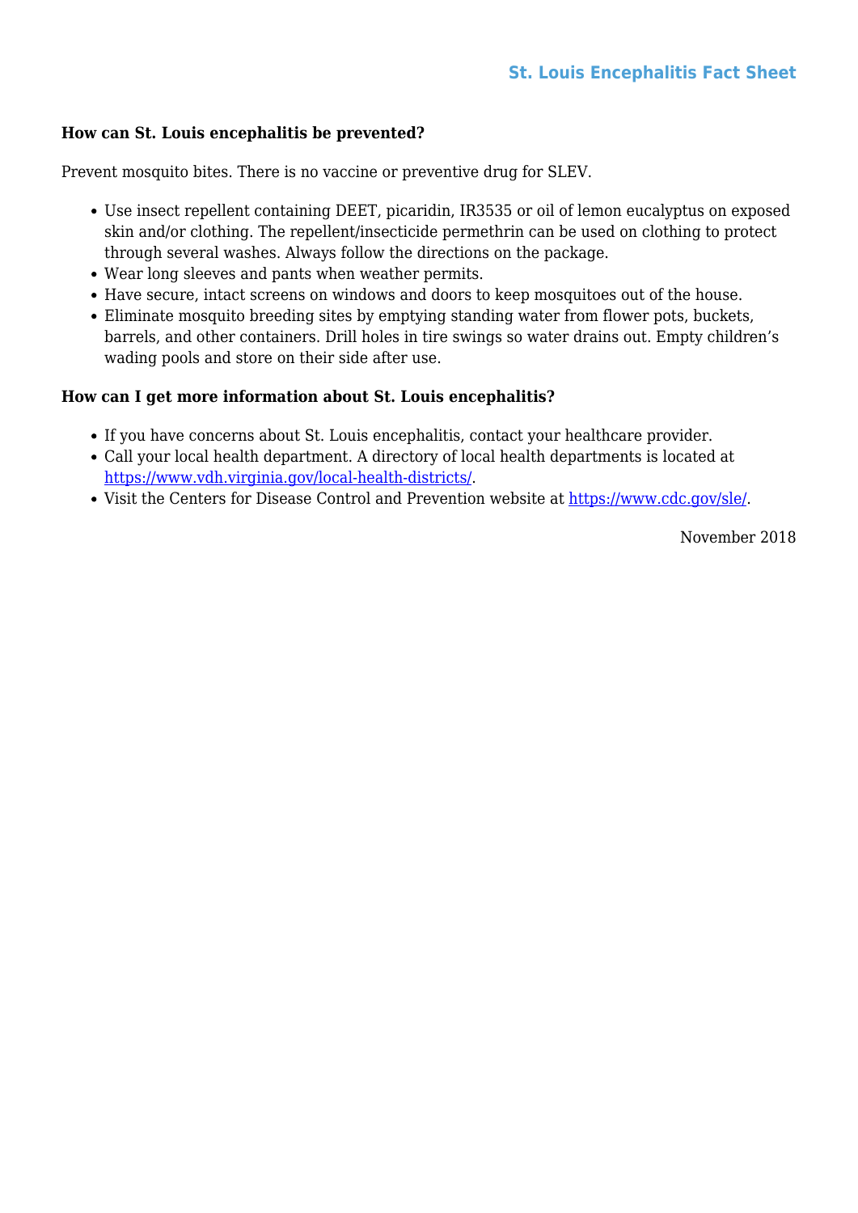**How can St. Louis encephalitis be prevented?**

Prevent mosquito bites. There is no vaccine or preventive drug for SLEV.

- Use insect repellent containing DEET, picaridin, IR3535 or oil of lemon eucalyptus on exposed skin and/or clothing. The repellent/insecticide permethrin can be used on clothing to protect through several washes. Always follow the directions on the package.
- Wear long sleeves and pants when weather permits.
- Have secure, intact screens on windows and doors to keep mosquitoes out of the house.
- Eliminate mosquito breeding sites by emptying standing water from flower pots, buckets, barrels, and other containers. Drill holes in tire swings so water drains out. Empty children's wading pools and store on their side after use.

**How can I get more information about St. Louis encephalitis?**

- If you have concerns about St. Louis encephalitis, contact your healthcare provider.
- Call your local health department. A directory of local health departments is located at https://www.vdh.virginia.gov/local-health-districts/.
- Visit the Centers for Disease Control and Prevention website at https://www.cdc.gov/sle/.

November 2018